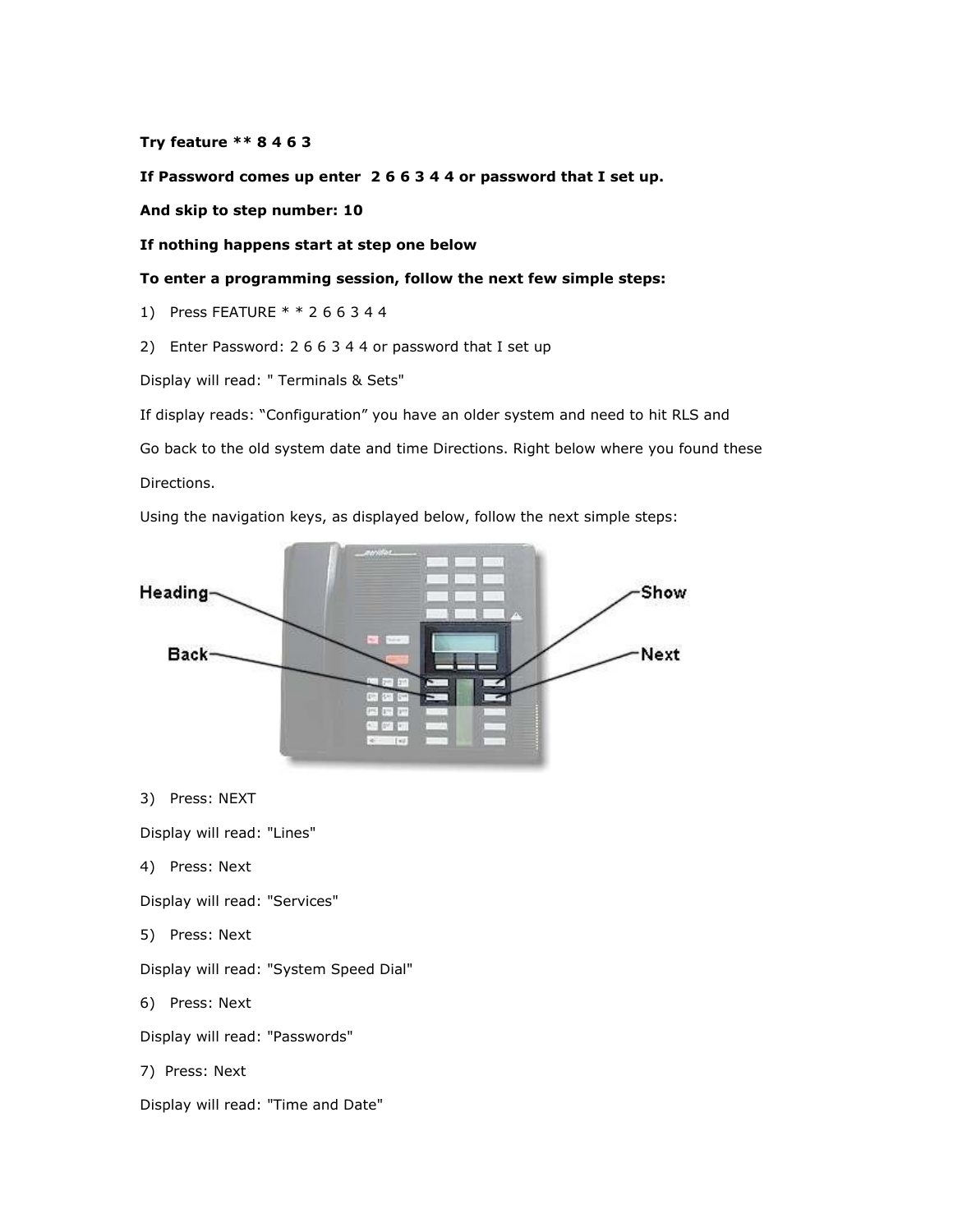**Try feature ** 8 4 6 3**

**If Password comes up enter 2 6 6 3 4 4 or password that I set up.**

**And skip to step number: 10**

**If nothing happens start at step one below**

**To enter a programming session, follow the next few simple steps:**

1) Press FEATURE * * 2 6 6 3 4 4

2) Enter Password: 2 6 6 3 4 4 or password that I set up

Display will read: " Terminals & Sets"

If display reads: "Configuration" you have an older system and need to hit RLS and

Go back to the old system date and time Directions. Right below where you found these

Directions.

Using the navigation keys, as displayed below, follow the next simple steps:

3) Press: NEXT

Display will read: "Lines"

4) Press: Next

Display will read: "Services"

5) Press: Next

Display will read: "System Speed Dial"

6) Press: Next

Display will read: "Passwords"

7) Press: Next

Display will read: "Time and Date"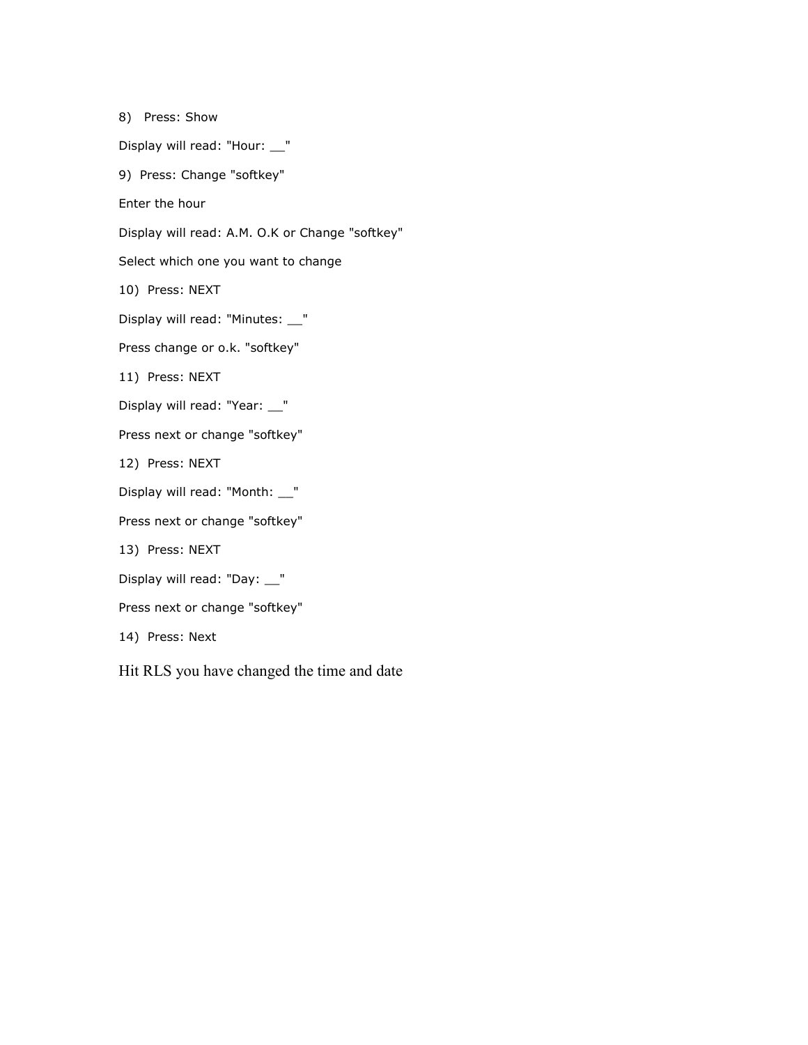8) Press: Show

Display will read: "Hour: __"

9) Press: Change "softkey"

Enter the hour

Display will read: A.M. O.K or Change "softkey"

Select which one you want to change

10) Press: NEXT

Display will read: "Minutes: __"

Press change or o.k. "softkey"

11) Press: NEXT

Display will read: "Year: __"

Press next or change "softkey"

12) Press: NEXT

Display will read: "Month: __"

Press next or change "softkey"

13) Press: NEXT

Display will read: "Day: __"

Press next or change "softkey"

14) Press: Next

Hit RLS you have changed the time and date